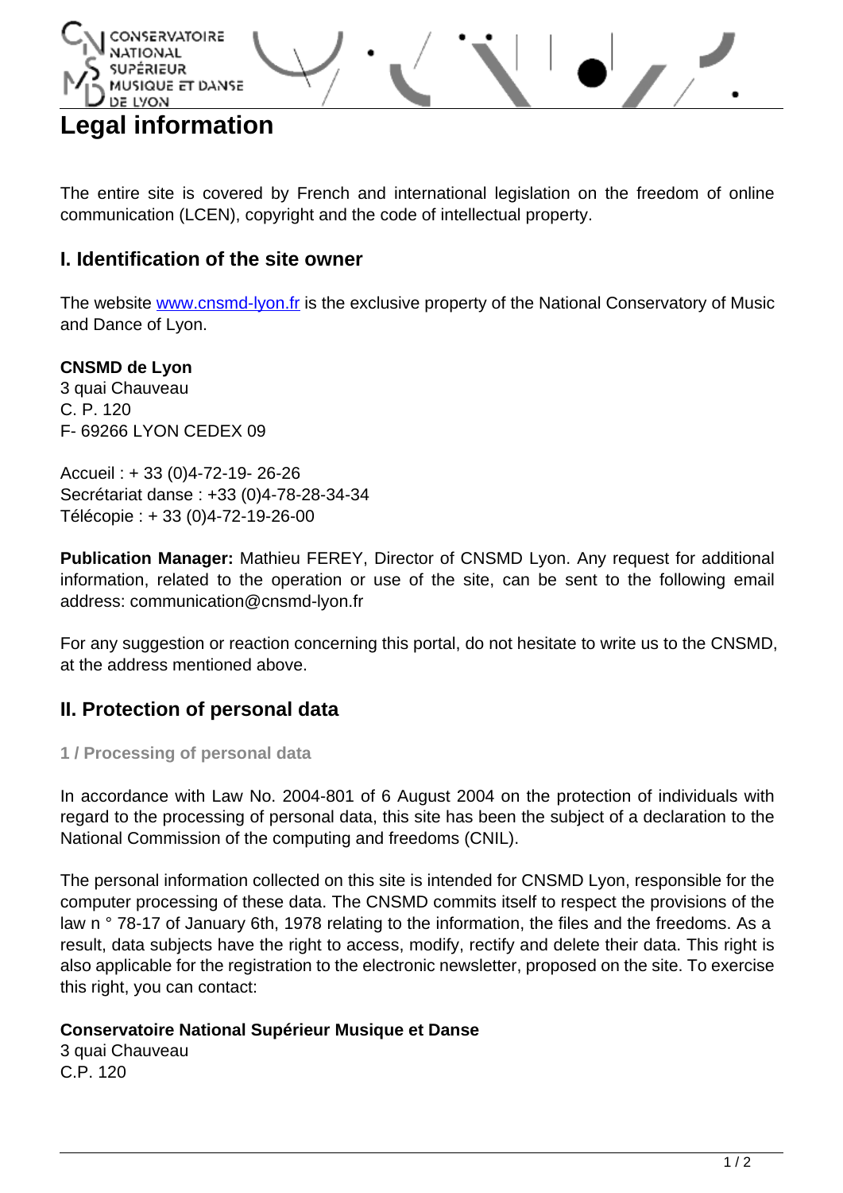# Legal information

The entire site is covered by French and international legislation on the freedom of online communication (LCEN), copyright and the code of intellectual property.

## I. Identification of the site owner

The website www.cnsmd-lyon.fr is the exclusive property of the National Conservatory of Music and Dance of Lyon.

**CNSMD de Lyon**
3 quai Chauveau
C. P. 120
F- 69266 LYON CEDEX 09

Accueil : + 33 (0)4-72-19- 26-26
Secrétariat danse : +33 (0)4-78-28-34-34
Télécopie : + 33 (0)4-72-19-26-00

**Publication Manager:** Mathieu FEREY, Director of CNSMD Lyon. Any request for additional information, related to the operation or use of the site, can be sent to the following email address: communication@cnsmd-lyon.fr

For any suggestion or reaction concerning this portal, do not hesitate to write us to the CNSMD, at the address mentioned above.

## II. Protection of personal data

### 1 / Processing of personal data

In accordance with Law No. 2004-801 of 6 August 2004 on the protection of individuals with regard to the processing of personal data, this site has been the subject of a declaration to the National Commission of the computing and freedoms (CNIL).

The personal information collected on this site is intended for CNSMD Lyon, responsible for the computer processing of these data. The CNSMD commits itself to respect the provisions of the law n ° 78-17 of January 6th, 1978 relating to the information, the files and the freedoms. As a result, data subjects have the right to access, modify, rectify and delete their data. This right is also applicable for the registration to the electronic newsletter, proposed on the site. To exercise this right, you can contact:

**Conservatoire National Supérieur Musique et Danse**
3 quai Chauveau
C.P. 120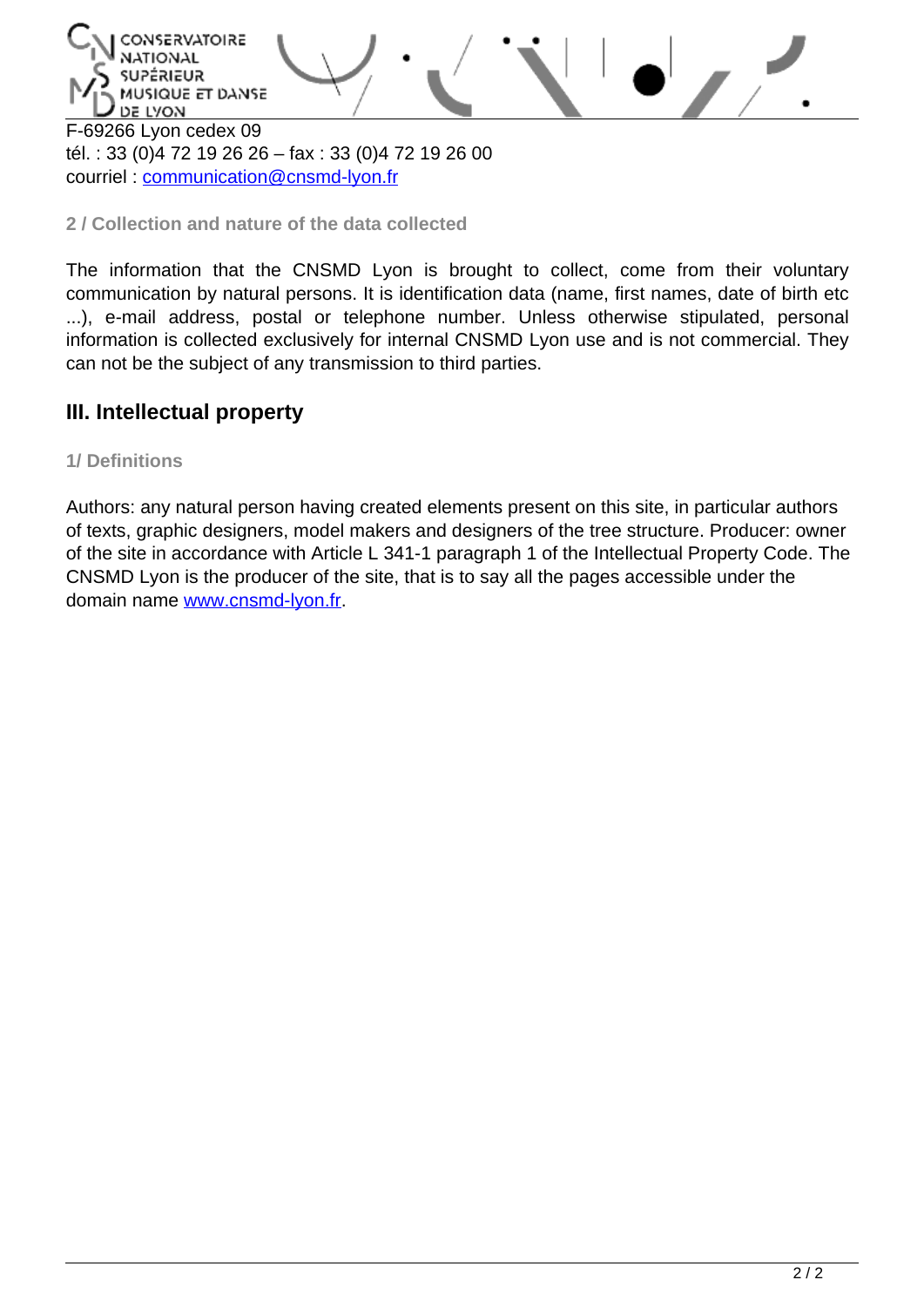F-69266 Lyon cedex 09
tél. : 33 (0)4 72 19 26 26 – fax : 33 (0)4 72 19 26 00
courriel : [communication@cnsmd-lyon.fr](mailto:communication@cnsmd-lyon.fr)

#### 2 / Collection and nature of the data collected

The information that the CNSMD Lyon is brought to collect, come from their voluntary communication by natural persons. It is identification data (name, first names, date of birth etc ...), e-mail address, postal or telephone number. Unless otherwise stipulated, personal information is collected exclusively for internal CNSMD Lyon use and is not commercial. They can not be the subject of any transmission to third parties.

## III. Intellectual property

#### 1/ Definitions

Authors: any natural person having created elements present on this site, in particular authors of texts, graphic designers, model makers and designers of the tree structure. Producer: owner of the site in accordance with Article L 341-1 paragraph 1 of the Intellectual Property Code. The CNSMD Lyon is the producer of the site, that is to say all the pages accessible under the domain name [www.cnsmd-lyon.fr](http://www.cnsmd-lyon.fr).